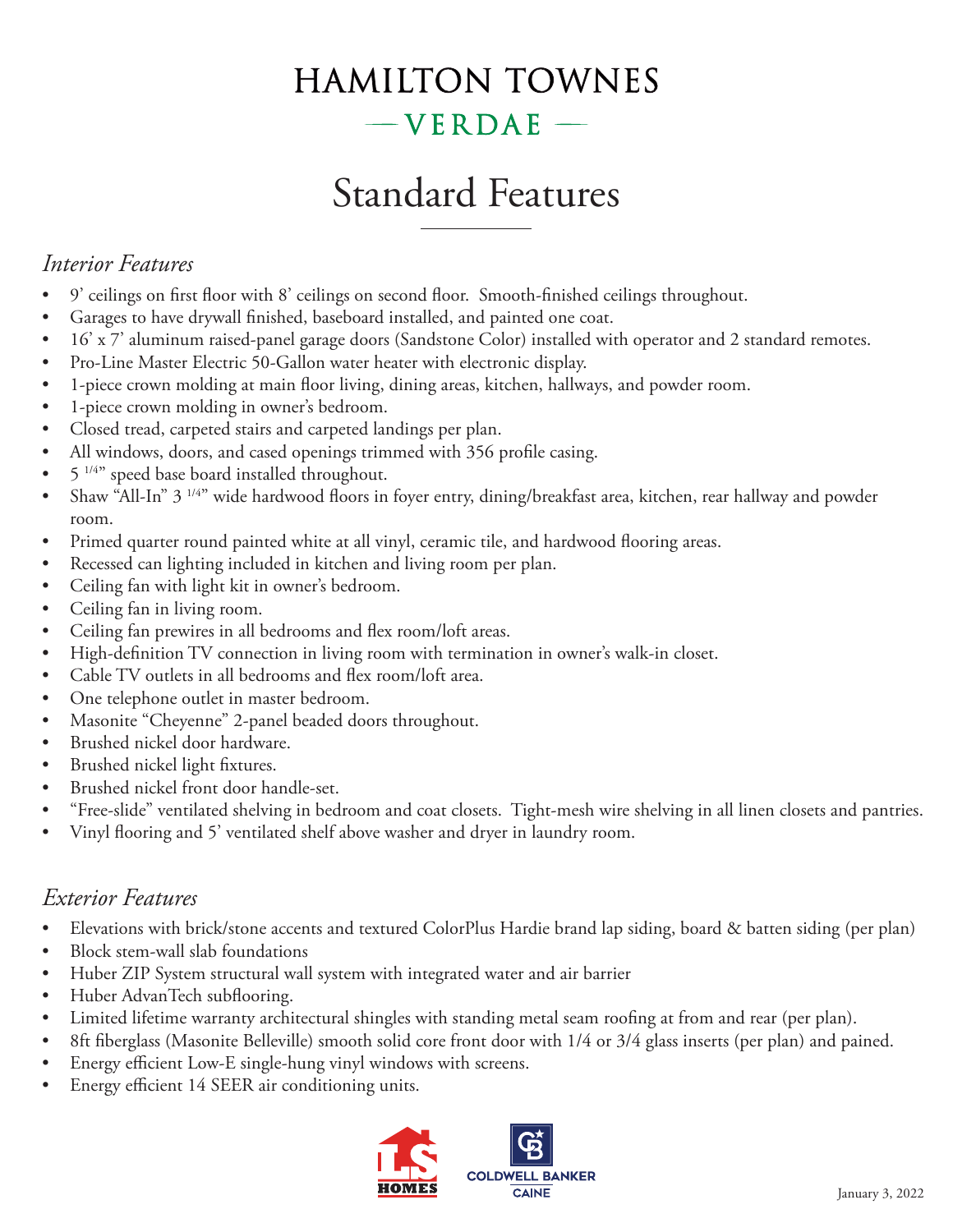# HAMILTON TOWNES

## — VERDAE —

# Standard Features

## *Interior Features*

- 9' ceilings on first floor with 8' ceilings on second floor. Smooth-finished ceilings throughout.
- Garages to have drywall finished, baseboard installed, and painted one coat.
- 16' x 7' aluminum raised-panel garage doors (Sandstone Color) installed with operator and 2 standard remotes.
- Pro-Line Master Electric 50-Gallon water heater with electronic display.
- 1-piece crown molding at main floor living, dining areas, kitchen, hallways, and powder room.
- 1-piece crown molding in owner's bedroom.
- Closed tread, carpeted stairs and carpeted landings per plan.
- All windows, doors, and cased openings trimmed with 356 profile casing.
- 5 1/4" speed base board installed throughout.
- Shaw "All-In" 3 1/4" wide hardwood floors in foyer entry, dining/breakfast area, kitchen, rear hallway and powder room.
- Primed quarter round painted white at all vinyl, ceramic tile, and hardwood flooring areas.
- Recessed can lighting included in kitchen and living room per plan.
- Ceiling fan with light kit in owner's bedroom.
- Ceiling fan in living room.
- Ceiling fan prewires in all bedrooms and flex room/loft areas.
- High-definition TV connection in living room with termination in owner's walk-in closet.
- Cable TV outlets in all bedrooms and flex room/loft area.
- One telephone outlet in master bedroom.
- Masonite "Cheyenne" 2-panel beaded doors throughout.
- Brushed nickel door hardware.
- Brushed nickel light fixtures.
- Brushed nickel front door handle-set.
- "Free-slide" ventilated shelving in bedroom and coat closets. Tight-mesh wire shelving in all linen closets and pantries.
- Vinyl flooring and 5' ventilated shelf above washer and dryer in laundry room.

## *Exterior Features*

- Elevations with brick/stone accents and textured ColorPlus Hardie brand lap siding, board & batten siding (per plan)
- Block stem-wall slab foundations
- Huber ZIP System structural wall system with integrated water and air barrier
- Huber AdvanTech subflooring.
- Limited lifetime warranty architectural shingles with standing metal seam roofing at from and rear (per plan).
- 8ft fiberglass (Masonite Belleville) smooth solid core front door with 1/4 or 3/4 glass inserts (per plan) and pained.
- Energy efficient Low-E single-hung vinyl windows with screens.
- Energy efficient 14 SEER air conditioning units.

LS HOMES COLDWELL BANKER CAINE

January 3, 2022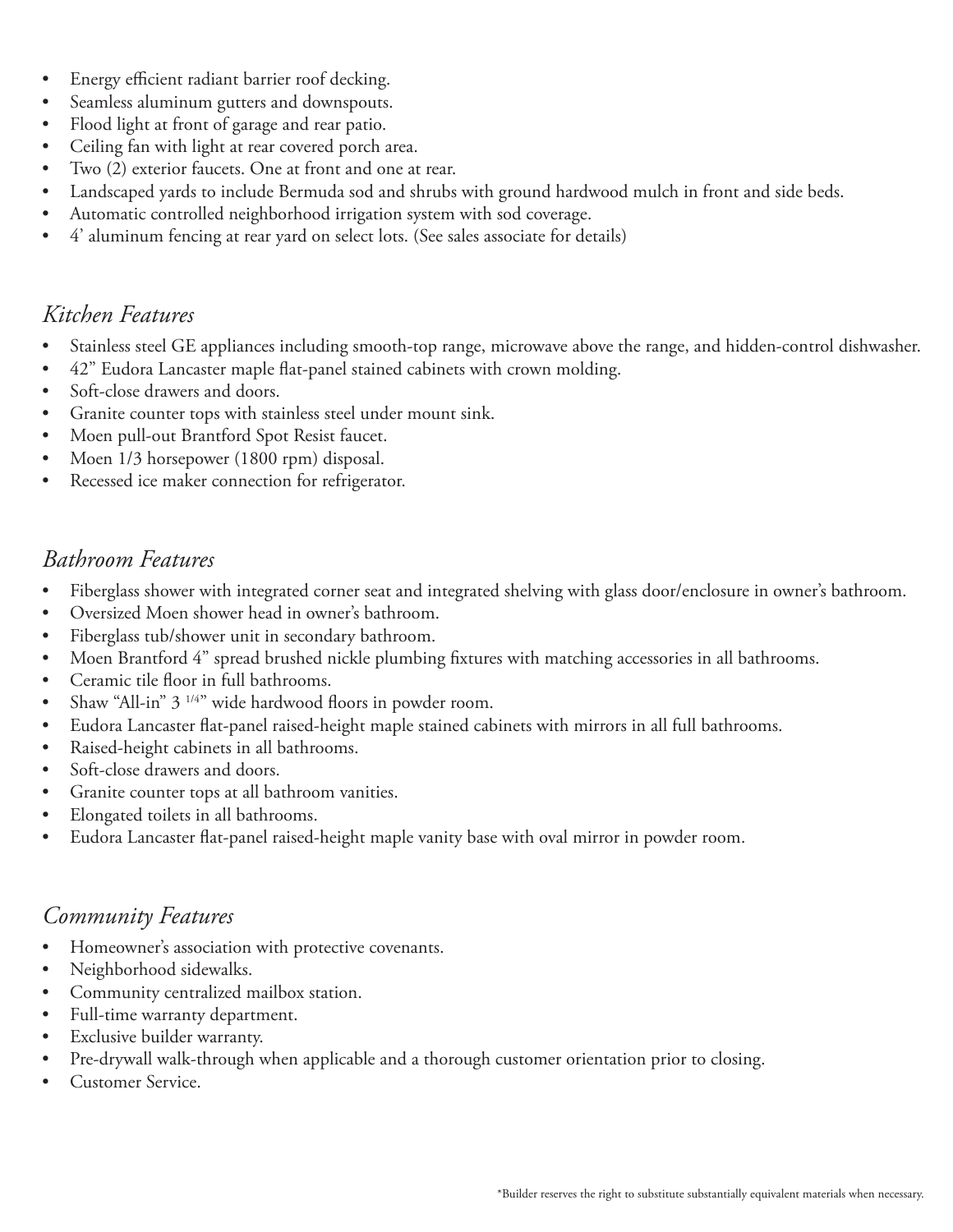- Energy efficient radiant barrier roof decking.
- Seamless aluminum gutters and downspouts.
- Flood light at front of garage and rear patio.
- Ceiling fan with light at rear covered porch area.
- Two (2) exterior faucets. One at front and one at rear.
- Landscaped yards to include Bermuda sod and shrubs with ground hardwood mulch in front and side beds.
- Automatic controlled neighborhood irrigation system with sod coverage.
- 4' aluminum fencing at rear yard on select lots. (See sales associate for details)

## *Kitchen Features*

- Stainless steel GE appliances including smooth-top range, microwave above the range, and hidden-control dishwasher.
- 42" Eudora Lancaster maple flat-panel stained cabinets with crown molding.
- Soft-close drawers and doors.
- Granite counter tops with stainless steel under mount sink.
- Moen pull-out Brantford Spot Resist faucet.
- Moen 1/3 horsepower (1800 rpm) disposal.
- Recessed ice maker connection for refrigerator.

## *Bathroom Features*

- Fiberglass shower with integrated corner seat and integrated shelving with glass door/enclosure in owner's bathroom.
- Oversized Moen shower head in owner's bathroom.
- Fiberglass tub/shower unit in secondary bathroom.
- Moen Brantford 4" spread brushed nickle plumbing fixtures with matching accessories in all bathrooms.
- Ceramic tile floor in full bathrooms.
- Shaw "All-in" 3 1/4" wide hardwood floors in powder room.
- Eudora Lancaster flat-panel raised-height maple stained cabinets with mirrors in all full bathrooms.
- Raised-height cabinets in all bathrooms.
- Soft-close drawers and doors.
- Granite counter tops at all bathroom vanities.
- Elongated toilets in all bathrooms.
- Eudora Lancaster flat-panel raised-height maple vanity base with oval mirror in powder room.

## *Community Features*

- Homeowner's association with protective covenants.
- Neighborhood sidewalks.
- Community centralized mailbox station.
- Full-time warranty department.
- Exclusive builder warranty.
- Pre-drywall walk-through when applicable and a thorough customer orientation prior to closing.
- Customer Service.

*Builder reserves the right to substitute substantially equivalent materials when necessary.